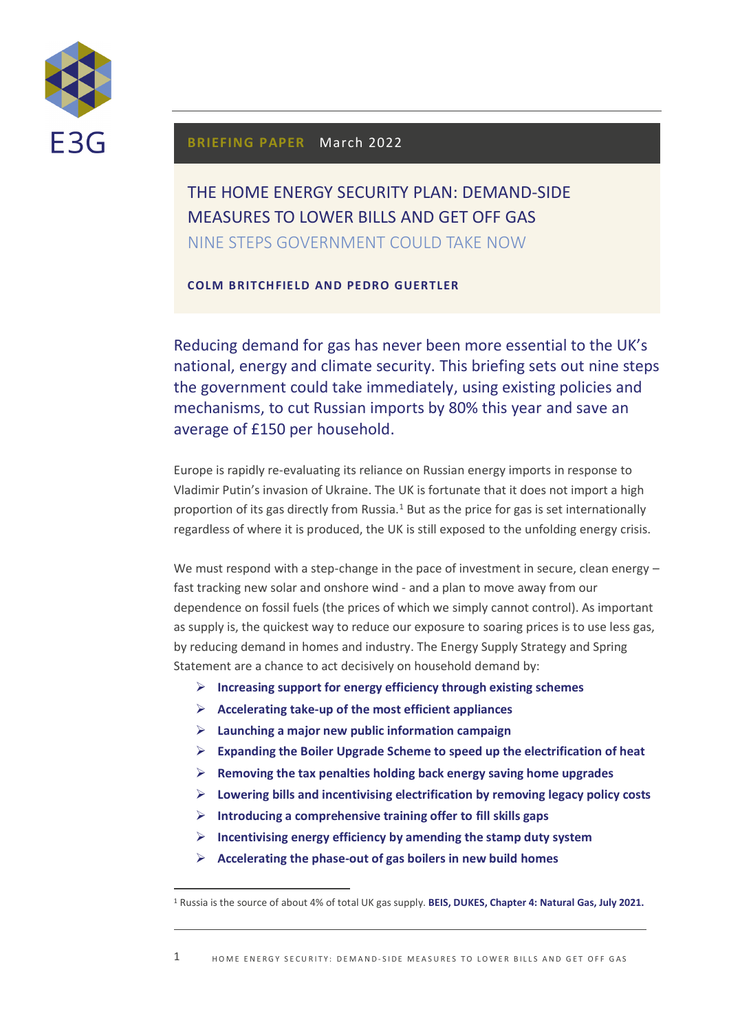E3G

**BRIEFING PAPER** March 2022

# THE HOME ENERGY SECURITY PLAN: DEMAND-SIDE MEASURES TO LOWER BILLS AND GET OFF GAS

## NINE STEPS GOVERNMENT COULD TAKE NOW

**COLM BRITCHFIELD AND PEDRO GUERTLER**

Reducing demand for gas has never been more essential to the UK's national, energy and climate security. This briefing sets out nine steps the government could take immediately, using existing policies and mechanisms, to cut Russian imports by 80% this year and save an average of £150 per household.

Europe is rapidly re-evaluating its reliance on Russian energy imports in response to Vladimir Putin's invasion of Ukraine. The UK is fortunate that it does not import a high proportion of its gas directly from Russia.[1] But as the price for gas is set internationally regardless of where it is produced, the UK is still exposed to the unfolding energy crisis.

We must respond with a step-change in the pace of investment in secure, clean energy – fast tracking new solar and onshore wind - and a plan to move away from our dependence on fossil fuels (the prices of which we simply cannot control). As important as supply is, the quickest way to reduce our exposure to soaring prices is to use less gas, by reducing demand in homes and industry. The Energy Supply Strategy and Spring Statement are a chance to act decisively on household demand by:

- **Increasing support for energy efficiency through existing schemes**
- **Accelerating take-up of the most efficient appliances**
- **Launching a major new public information campaign**
- **Expanding the Boiler Upgrade Scheme to speed up the electrification of heat**
- **Removing the tax penalties holding back energy saving home upgrades**
- **Lowering bills and incentivising electrification by removing legacy policy costs**
- **Introducing a comprehensive training offer to fill skills gaps**
- **Incentivising energy efficiency by amending the stamp duty system**
- **Accelerating the phase-out of gas boilers in new build homes**

[1] Russia is the source of about 4% of total UK gas supply. **BEIS, DUKES, Chapter 4: Natural Gas, July 2021.**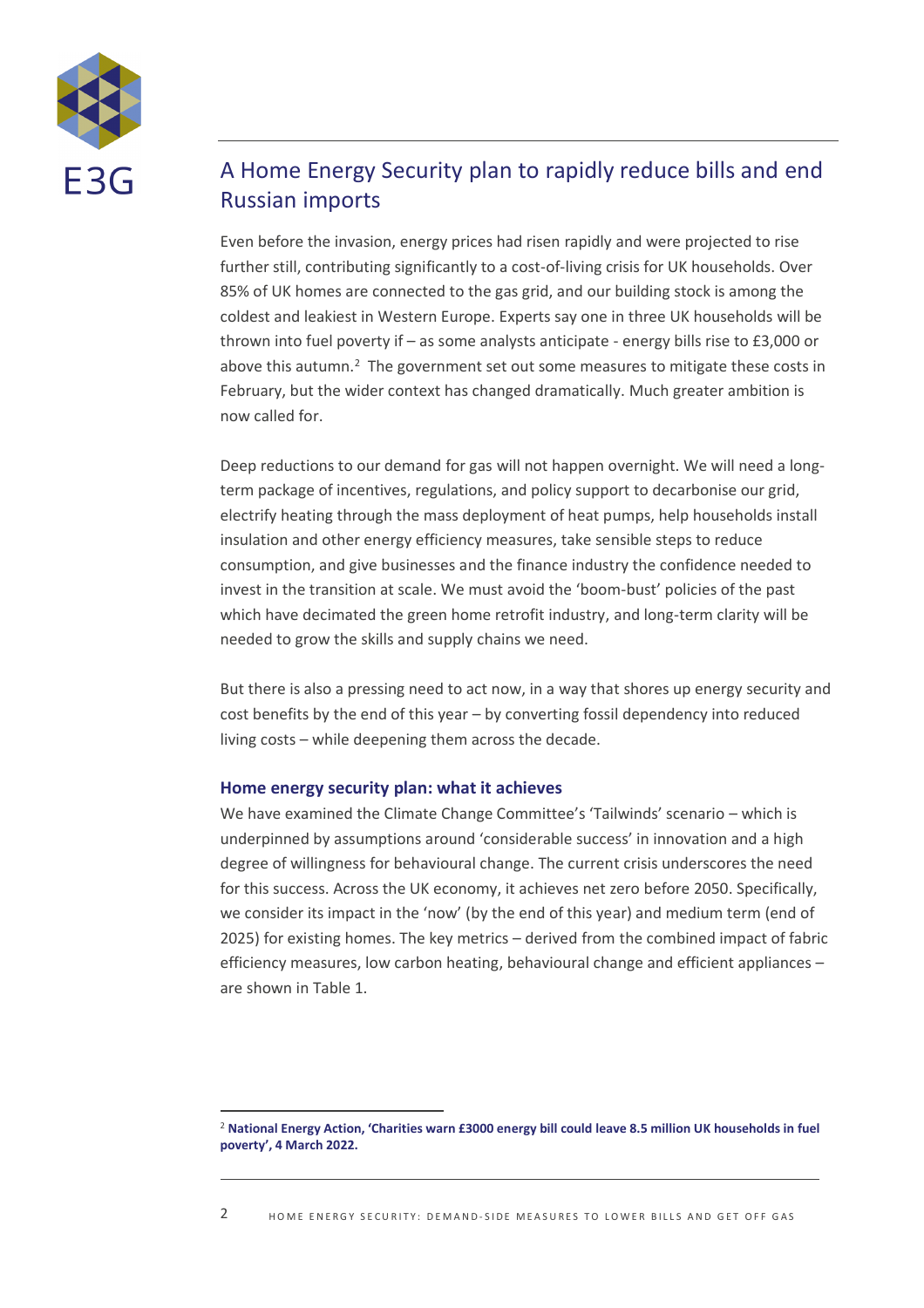## A Home Energy Security plan to rapidly reduce bills and end Russian imports

Even before the invasion, energy prices had risen rapidly and were projected to rise further still, contributing significantly to a cost-of-living crisis for UK households. Over 85% of UK homes are connected to the gas grid, and our building stock is among the coldest and leakiest in Western Europe. Experts say one in three UK households will be thrown into fuel poverty if – as some analysts anticipate - energy bills rise to £3,000 or above this autumn.[2] The government set out some measures to mitigate these costs in February, but the wider context has changed dramatically. Much greater ambition is now called for.

Deep reductions to our demand for gas will not happen overnight. We will need a long-term package of incentives, regulations, and policy support to decarbonise our grid, electrify heating through the mass deployment of heat pumps, help households install insulation and other energy efficiency measures, take sensible steps to reduce consumption, and give businesses and the finance industry the confidence needed to invest in the transition at scale. We must avoid the 'boom-bust' policies of the past which have decimated the green home retrofit industry, and long-term clarity will be needed to grow the skills and supply chains we need.

But there is also a pressing need to act now, in a way that shores up energy security and cost benefits by the end of this year – by converting fossil dependency into reduced living costs – while deepening them across the decade.

### Home energy security plan: what it achieves

We have examined the Climate Change Committee's 'Tailwinds' scenario – which is underpinned by assumptions around 'considerable success' in innovation and a high degree of willingness for behavioural change. The current crisis underscores the need for this success. Across the UK economy, it achieves net zero before 2050. Specifically, we consider its impact in the 'now' (by the end of this year) and medium term (end of 2025) for existing homes. The key metrics – derived from the combined impact of fabric efficiency measures, low carbon heating, behavioural change and efficient appliances – are shown in Table 1.

[2] **National Energy Action, 'Charities warn £3000 energy bill could leave 8.5 million UK households in fuel poverty', 4 March 2022.**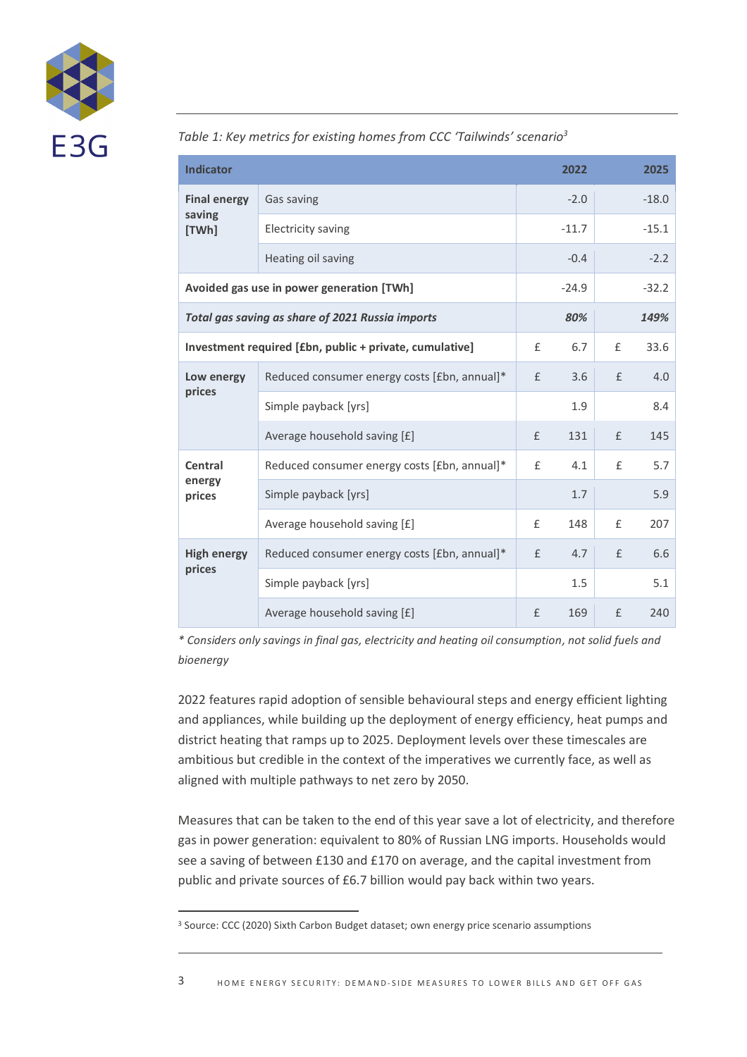*Table 1: Key metrics for existing homes from CCC 'Tailwinds' scenario*[3]

| Indicator | | 2022 | 2025 |
|---|---|---|---|
| **Final energy saving [TWh]** | Gas saving | -2.0 | -18.0 |
| | Electricity saving | -11.7 | -15.1 |
| | Heating oil saving | -0.4 | -2.2 |
| **Avoided gas use in power generation [TWh]** | | -24.9 | -32.2 |
| ***Total gas saving as share of 2021 Russia imports*** | | ***80%*** | ***149%*** |
| **Investment required [£bn, public + private, cumulative]** | | £ 6.7 | £ 33.6 |
| **Low energy prices** | Reduced consumer energy costs [£bn, annual]* | £ 3.6 | £ 4.0 |
| | Simple payback [yrs] | 1.9 | 8.4 |
| | Average household saving [£] | £ 131 | £ 145 |
| **Central energy prices** | Reduced consumer energy costs [£bn, annual]* | £ 4.1 | £ 5.7 |
| | Simple payback [yrs] | 1.7 | 5.9 |
| | Average household saving [£] | £ 148 | £ 207 |
| **High energy prices** | Reduced consumer energy costs [£bn, annual]* | £ 4.7 | £ 6.6 |
| | Simple payback [yrs] | 1.5 | 5.1 |
| | Average household saving [£] | £ 169 | £ 240 |

*\* Considers only savings in final gas, electricity and heating oil consumption, not solid fuels and bioenergy*

2022 features rapid adoption of sensible behavioural steps and energy efficient lighting and appliances, while building up the deployment of energy efficiency, heat pumps and district heating that ramps up to 2025. Deployment levels over these timescales are ambitious but credible in the context of the imperatives we currently face, as well as aligned with multiple pathways to net zero by 2050.

Measures that can be taken to the end of this year save a lot of electricity, and therefore gas in power generation: equivalent to 80% of Russian LNG imports. Households would see a saving of between £130 and £170 on average, and the capital investment from public and private sources of £6.7 billion would pay back within two years.

[3] Source: CCC (2020) Sixth Carbon Budget dataset; own energy price scenario assumptions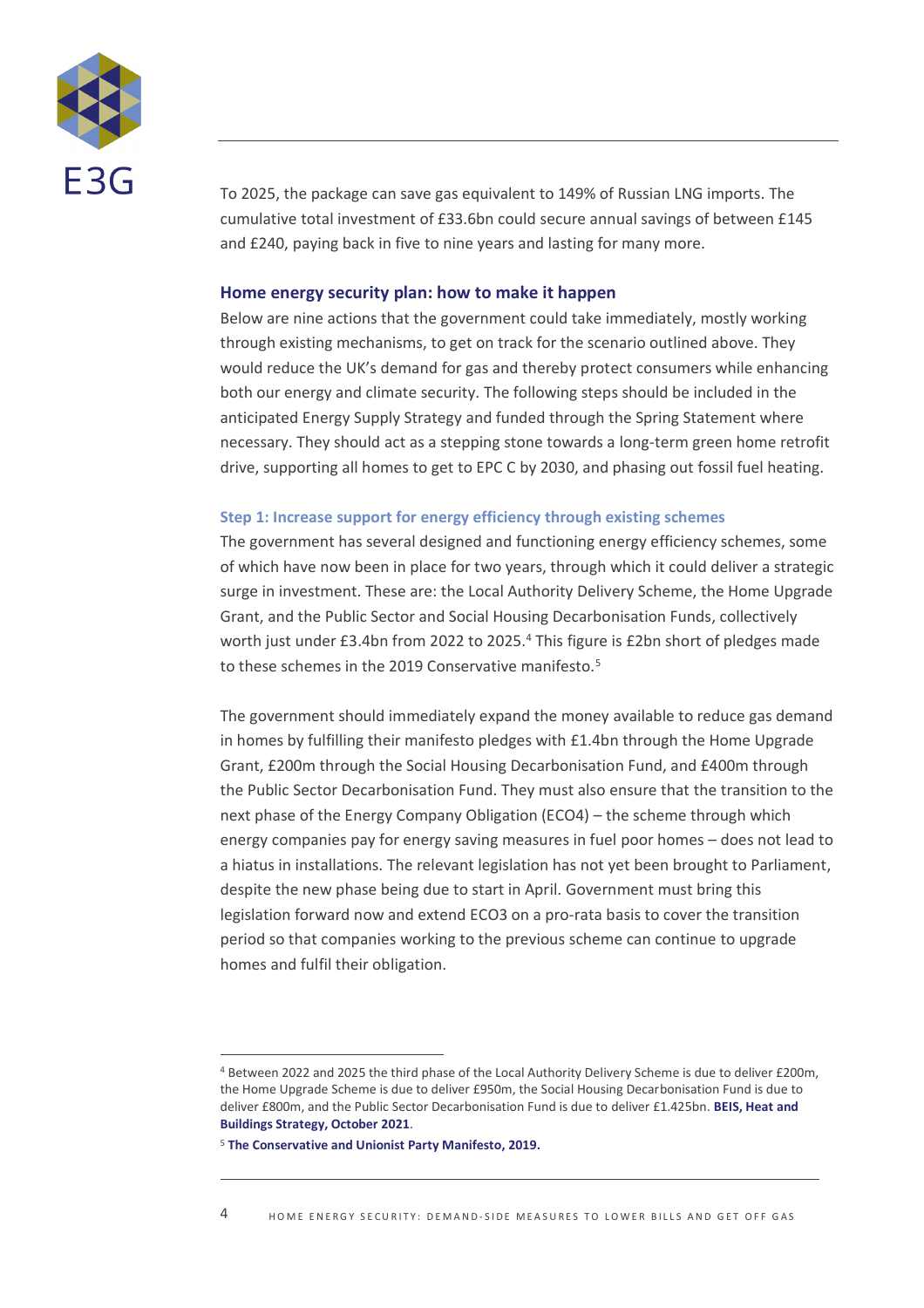To 2025, the package can save gas equivalent to 149% of Russian LNG imports. The cumulative total investment of £33.6bn could secure annual savings of between £145 and £240, paying back in five to nine years and lasting for many more.

## Home energy security plan: how to make it happen

Below are nine actions that the government could take immediately, mostly working through existing mechanisms, to get on track for the scenario outlined above. They would reduce the UK's demand for gas and thereby protect consumers while enhancing both our energy and climate security. The following steps should be included in the anticipated Energy Supply Strategy and funded through the Spring Statement where necessary. They should act as a stepping stone towards a long-term green home retrofit drive, supporting all homes to get to EPC C by 2030, and phasing out fossil fuel heating.

### Step 1: Increase support for energy efficiency through existing schemes

The government has several designed and functioning energy efficiency schemes, some of which have now been in place for two years, through which it could deliver a strategic surge in investment. These are: the Local Authority Delivery Scheme, the Home Upgrade Grant, and the Public Sector and Social Housing Decarbonisation Funds, collectively worth just under £3.4bn from 2022 to 2025.[4] This figure is £2bn short of pledges made to these schemes in the 2019 Conservative manifesto.[5]

The government should immediately expand the money available to reduce gas demand in homes by fulfilling their manifesto pledges with £1.4bn through the Home Upgrade Grant, £200m through the Social Housing Decarbonisation Fund, and £400m through the Public Sector Decarbonisation Fund. They must also ensure that the transition to the next phase of the Energy Company Obligation (ECO4) – the scheme through which energy companies pay for energy saving measures in fuel poor homes – does not lead to a hiatus in installations. The relevant legislation has not yet been brought to Parliament, despite the new phase being due to start in April. Government must bring this legislation forward now and extend ECO3 on a pro-rata basis to cover the transition period so that companies working to the previous scheme can continue to upgrade homes and fulfil their obligation.

---

[4] Between 2022 and 2025 the third phase of the Local Authority Delivery Scheme is due to deliver £200m, the Home Upgrade Scheme is due to deliver £950m, the Social Housing Decarbonisation Fund is due to deliver £800m, and the Public Sector Decarbonisation Fund is due to deliver £1.425bn. **BEIS, Heat and Buildings Strategy, October 2021**.

[5] **The Conservative and Unionist Party Manifesto, 2019.**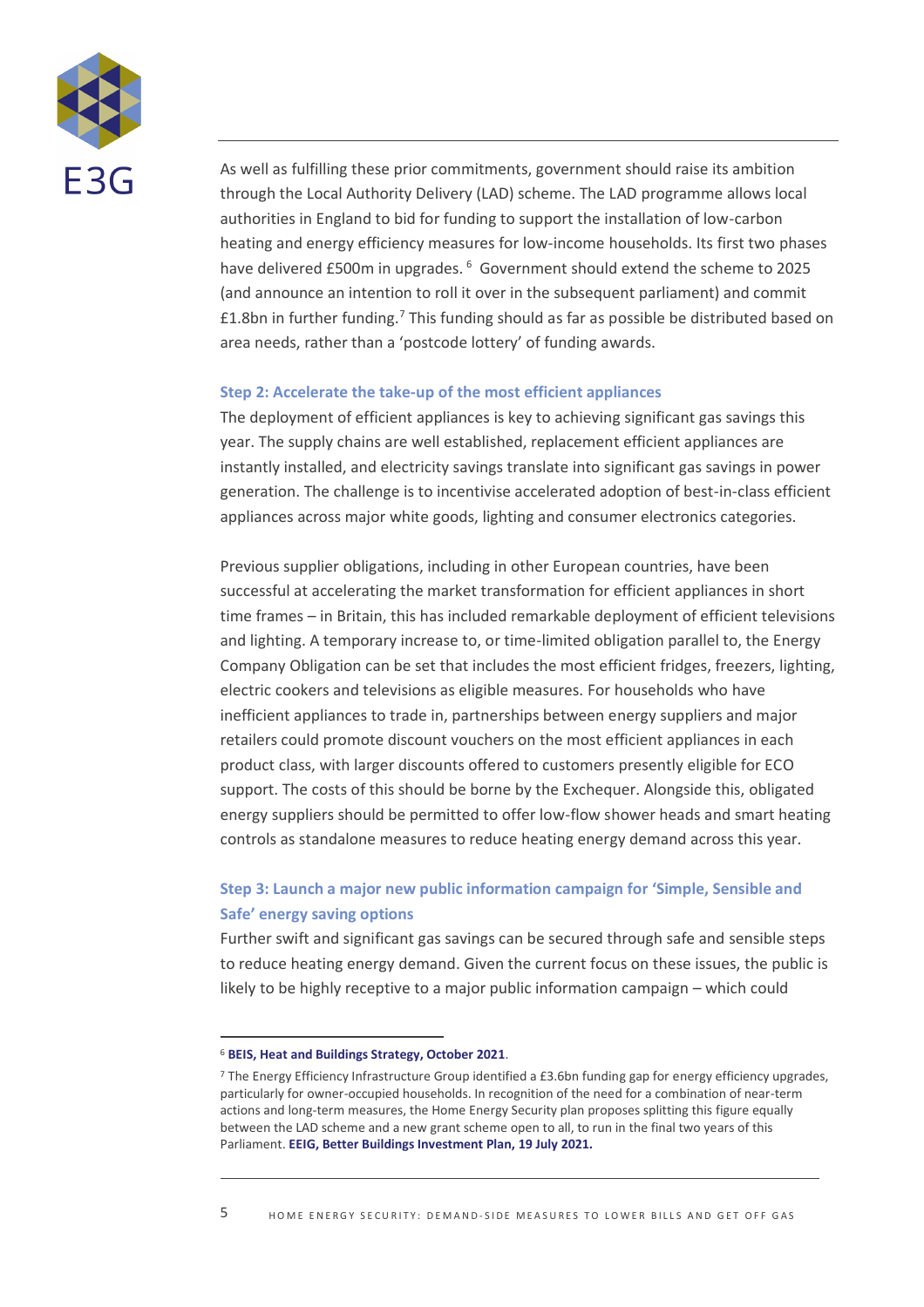As well as fulfilling these prior commitments, government should raise its ambition through the Local Authority Delivery (LAD) scheme. The LAD programme allows local authorities in England to bid for funding to support the installation of low-carbon heating and energy efficiency measures for low-income households. Its first two phases have delivered £500m in upgrades.[6] Government should extend the scheme to 2025 (and announce an intention to roll it over in the subsequent parliament) and commit £1.8bn in further funding.[7] This funding should as far as possible be distributed based on area needs, rather than a 'postcode lottery' of funding awards.

### Step 2: Accelerate the take-up of the most efficient appliances

The deployment of efficient appliances is key to achieving significant gas savings this year. The supply chains are well established, replacement efficient appliances are instantly installed, and electricity savings translate into significant gas savings in power generation. The challenge is to incentivise accelerated adoption of best-in-class efficient appliances across major white goods, lighting and consumer electronics categories.

Previous supplier obligations, including in other European countries, have been successful at accelerating the market transformation for efficient appliances in short time frames – in Britain, this has included remarkable deployment of efficient televisions and lighting. A temporary increase to, or time-limited obligation parallel to, the Energy Company Obligation can be set that includes the most efficient fridges, freezers, lighting, electric cookers and televisions as eligible measures. For households who have inefficient appliances to trade in, partnerships between energy suppliers and major retailers could promote discount vouchers on the most efficient appliances in each product class, with larger discounts offered to customers presently eligible for ECO support. The costs of this should be borne by the Exchequer. Alongside this, obligated energy suppliers should be permitted to offer low-flow shower heads and smart heating controls as standalone measures to reduce heating energy demand across this year.

### Step 3: Launch a major new public information campaign for 'Simple, Sensible and Safe' energy saving options

Further swift and significant gas savings can be secured through safe and sensible steps to reduce heating energy demand. Given the current focus on these issues, the public is likely to be highly receptive to a major public information campaign – which could

---

[6] **BEIS, Heat and Buildings Strategy, October 2021**.

[7] The Energy Efficiency Infrastructure Group identified a £3.6bn funding gap for energy efficiency upgrades, particularly for owner-occupied households. In recognition of the need for a combination of near-term actions and long-term measures, the Home Energy Security plan proposes splitting this figure equally between the LAD scheme and a new grant scheme open to all, to run in the final two years of this Parliament. **EEIG, Better Buildings Investment Plan, 19 July 2021.**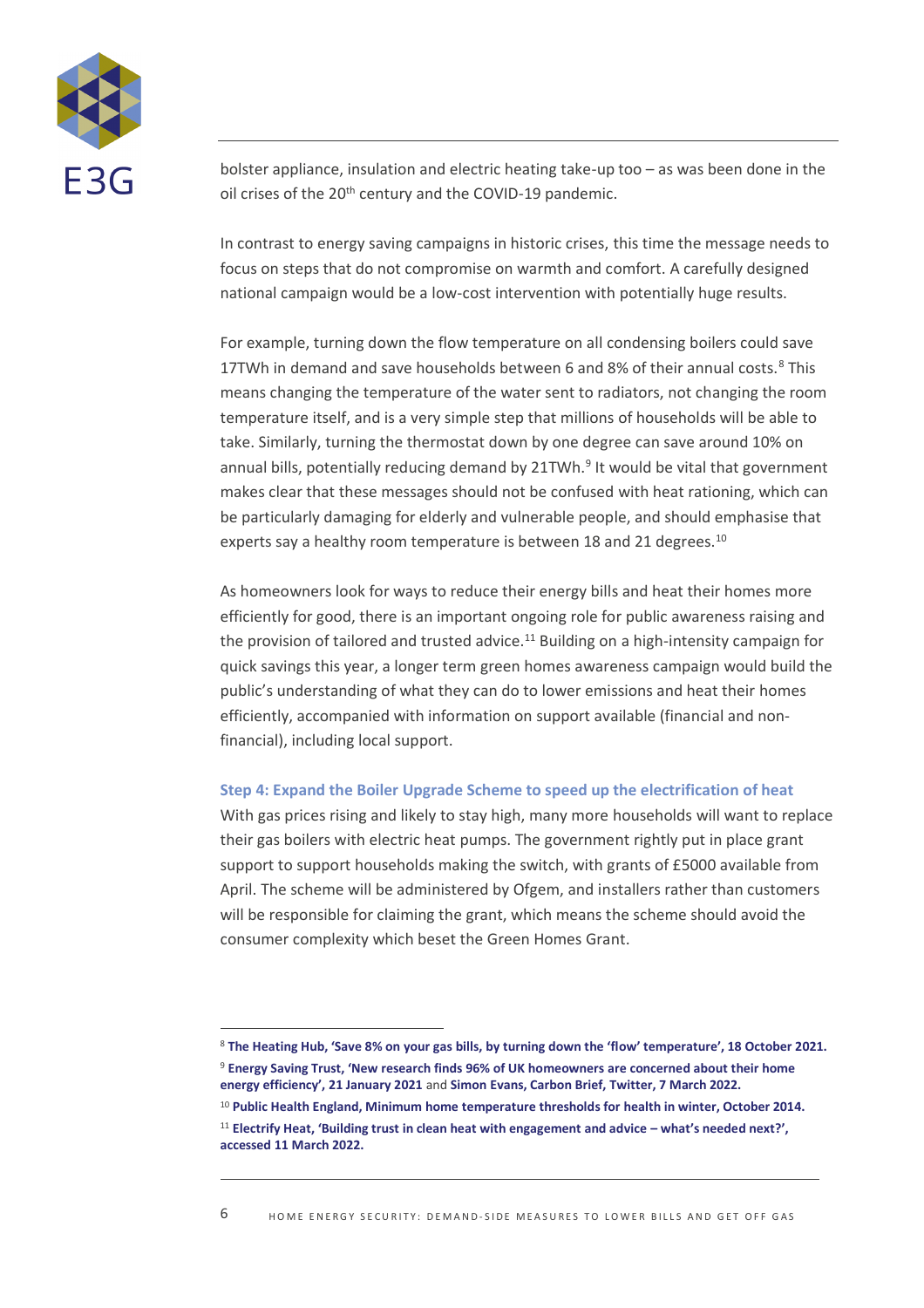bolster appliance, insulation and electric heating take-up too – as was been done in the oil crises of the 20th century and the COVID-19 pandemic.

In contrast to energy saving campaigns in historic crises, this time the message needs to focus on steps that do not compromise on warmth and comfort. A carefully designed national campaign would be a low-cost intervention with potentially huge results.

For example, turning down the flow temperature on all condensing boilers could save 17TWh in demand and save households between 6 and 8% of their annual costs.[8] This means changing the temperature of the water sent to radiators, not changing the room temperature itself, and is a very simple step that millions of households will be able to take. Similarly, turning the thermostat down by one degree can save around 10% on annual bills, potentially reducing demand by 21TWh.[9] It would be vital that government makes clear that these messages should not be confused with heat rationing, which can be particularly damaging for elderly and vulnerable people, and should emphasise that experts say a healthy room temperature is between 18 and 21 degrees.[10]

As homeowners look for ways to reduce their energy bills and heat their homes more efficiently for good, there is an important ongoing role for public awareness raising and the provision of tailored and trusted advice.[11] Building on a high-intensity campaign for quick savings this year, a longer term green homes awareness campaign would build the public's understanding of what they can do to lower emissions and heat their homes efficiently, accompanied with information on support available (financial and non-financial), including local support.

### Step 4: Expand the Boiler Upgrade Scheme to speed up the electrification of heat

With gas prices rising and likely to stay high, many more households will want to replace their gas boilers with electric heat pumps. The government rightly put in place grant support to support households making the switch, with grants of £5000 available from April. The scheme will be administered by Ofgem, and installers rather than customers will be responsible for claiming the grant, which means the scheme should avoid the consumer complexity which beset the Green Homes Grant.

---

[8] **The Heating Hub, 'Save 8% on your gas bills, by turning down the 'flow' temperature', 18 October 2021.**

[9] **Energy Saving Trust, 'New research finds 96% of UK homeowners are concerned about their home energy efficiency', 21 January 2021** and **Simon Evans, Carbon Brief, Twitter, 7 March 2022.**

[10] **Public Health England, Minimum home temperature thresholds for health in winter, October 2014.**

[11] **Electrify Heat, 'Building trust in clean heat with engagement and advice – what's needed next?', accessed 11 March 2022.**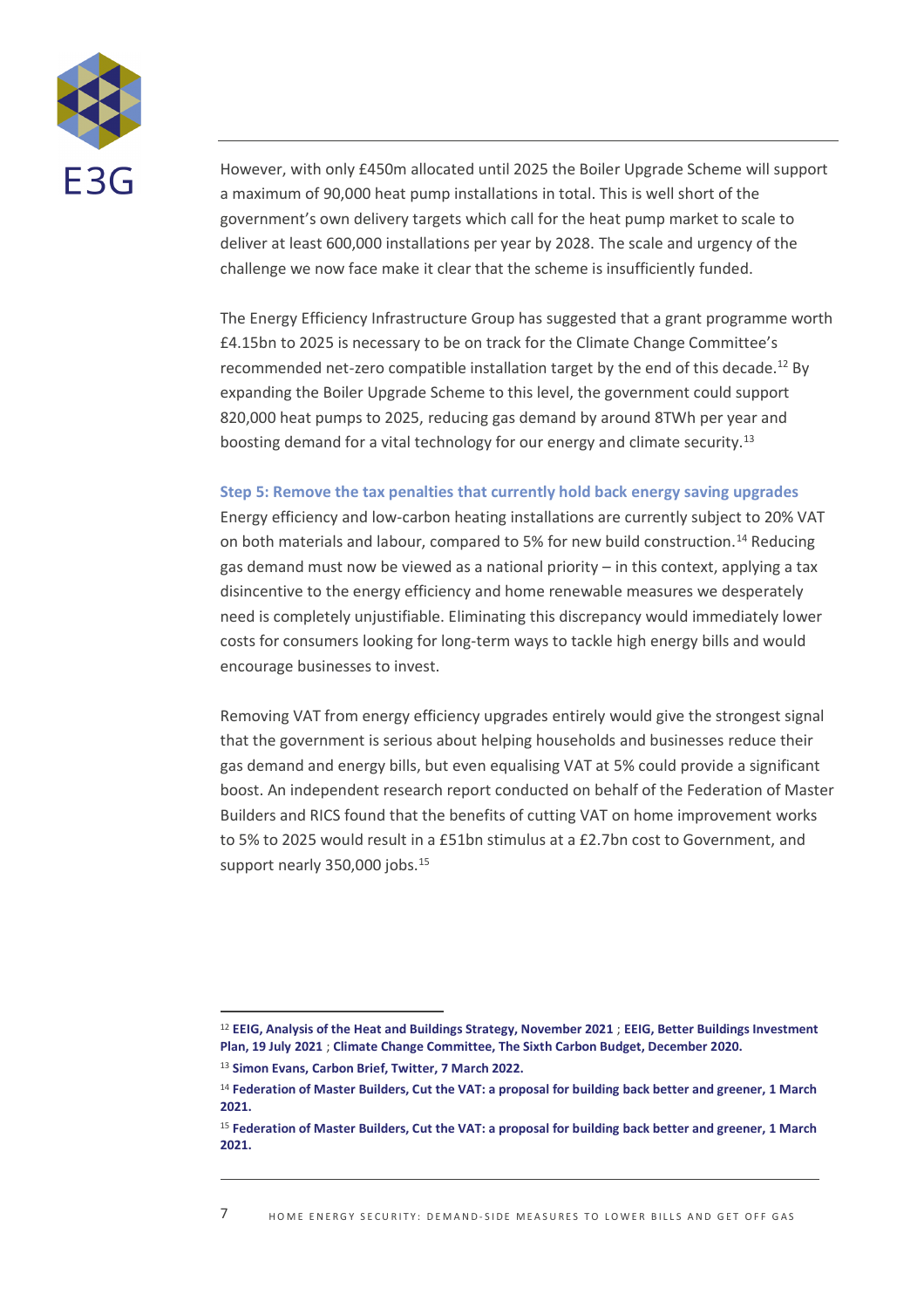However, with only £450m allocated until 2025 the Boiler Upgrade Scheme will support a maximum of 90,000 heat pump installations in total. This is well short of the government's own delivery targets which call for the heat pump market to scale to deliver at least 600,000 installations per year by 2028. The scale and urgency of the challenge we now face make it clear that the scheme is insufficiently funded.

The Energy Efficiency Infrastructure Group has suggested that a grant programme worth £4.15bn to 2025 is necessary to be on track for the Climate Change Committee's recommended net-zero compatible installation target by the end of this decade.[12] By expanding the Boiler Upgrade Scheme to this level, the government could support 820,000 heat pumps to 2025, reducing gas demand by around 8TWh per year and boosting demand for a vital technology for our energy and climate security.[13]

### Step 5: Remove the tax penalties that currently hold back energy saving upgrades

Energy efficiency and low-carbon heating installations are currently subject to 20% VAT on both materials and labour, compared to 5% for new build construction.[14] Reducing gas demand must now be viewed as a national priority – in this context, applying a tax disincentive to the energy efficiency and home renewable measures we desperately need is completely unjustifiable. Eliminating this discrepancy would immediately lower costs for consumers looking for long-term ways to tackle high energy bills and would encourage businesses to invest.

Removing VAT from energy efficiency upgrades entirely would give the strongest signal that the government is serious about helping households and businesses reduce their gas demand and energy bills, but even equalising VAT at 5% could provide a significant boost. An independent research report conducted on behalf of the Federation of Master Builders and RICS found that the benefits of cutting VAT on home improvement works to 5% to 2025 would result in a £51bn stimulus at a £2.7bn cost to Government, and support nearly 350,000 jobs.[15]

---

[12] **EEIG, Analysis of the Heat and Buildings Strategy, November 2021** ; **EEIG, Better Buildings Investment Plan, 19 July 2021** ; **Climate Change Committee, The Sixth Carbon Budget, December 2020.**

[13] **Simon Evans, Carbon Brief, Twitter, 7 March 2022.**

[14] **Federation of Master Builders, Cut the VAT: a proposal for building back better and greener, 1 March 2021.**

[15] **Federation of Master Builders, Cut the VAT: a proposal for building back better and greener, 1 March 2021.**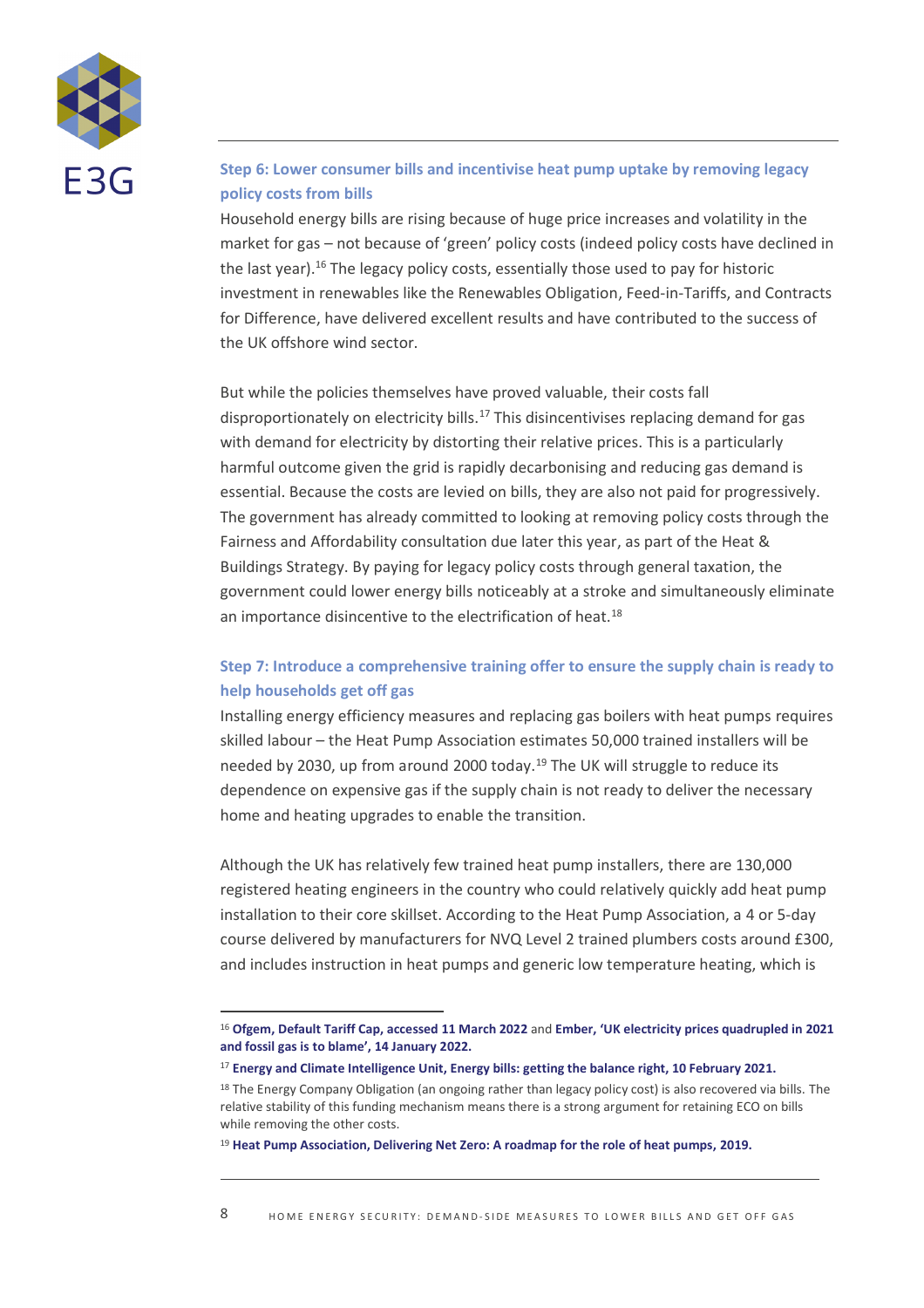### Step 6: Lower consumer bills and incentivise heat pump uptake by removing legacy policy costs from bills

Household energy bills are rising because of huge price increases and volatility in the market for gas – not because of 'green' policy costs (indeed policy costs have declined in the last year).[16] The legacy policy costs, essentially those used to pay for historic investment in renewables like the Renewables Obligation, Feed-in-Tariffs, and Contracts for Difference, have delivered excellent results and have contributed to the success of the UK offshore wind sector.

But while the policies themselves have proved valuable, their costs fall disproportionately on electricity bills.[17] This disincentivises replacing demand for gas with demand for electricity by distorting their relative prices. This is a particularly harmful outcome given the grid is rapidly decarbonising and reducing gas demand is essential. Because the costs are levied on bills, they are also not paid for progressively. The government has already committed to looking at removing policy costs through the Fairness and Affordability consultation due later this year, as part of the Heat & Buildings Strategy. By paying for legacy policy costs through general taxation, the government could lower energy bills noticeably at a stroke and simultaneously eliminate an importance disincentive to the electrification of heat.[18]

### Step 7: Introduce a comprehensive training offer to ensure the supply chain is ready to help households get off gas

Installing energy efficiency measures and replacing gas boilers with heat pumps requires skilled labour – the Heat Pump Association estimates 50,000 trained installers will be needed by 2030, up from around 2000 today.[19] The UK will struggle to reduce its dependence on expensive gas if the supply chain is not ready to deliver the necessary home and heating upgrades to enable the transition.

Although the UK has relatively few trained heat pump installers, there are 130,000 registered heating engineers in the country who could relatively quickly add heat pump installation to their core skillset. According to the Heat Pump Association, a 4 or 5-day course delivered by manufacturers for NVQ Level 2 trained plumbers costs around £300, and includes instruction in heat pumps and generic low temperature heating, which is

---

[16] **Ofgem, Default Tariff Cap, accessed 11 March 2022** and **Ember, 'UK electricity prices quadrupled in 2021 and fossil gas is to blame', 14 January 2022.**

[17] **Energy and Climate Intelligence Unit, Energy bills: getting the balance right, 10 February 2021.**

[18] The Energy Company Obligation (an ongoing rather than legacy policy cost) is also recovered via bills. The relative stability of this funding mechanism means there is a strong argument for retaining ECO on bills while removing the other costs.

[19] **Heat Pump Association, Delivering Net Zero: A roadmap for the role of heat pumps, 2019.**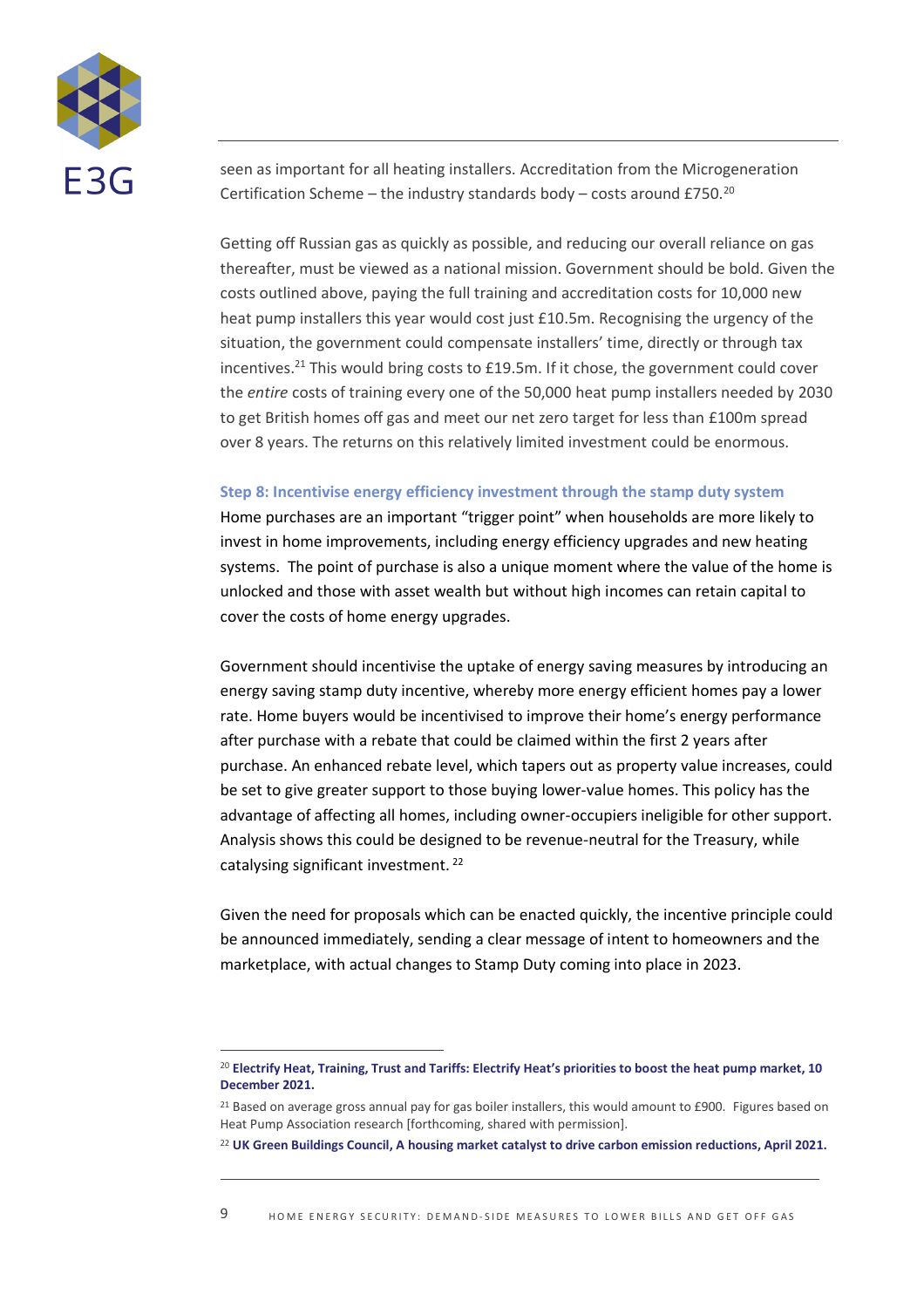seen as important for all heating installers. Accreditation from the Microgeneration Certification Scheme – the industry standards body – costs around £750.[20]

Getting off Russian gas as quickly as possible, and reducing our overall reliance on gas thereafter, must be viewed as a national mission. Government should be bold. Given the costs outlined above, paying the full training and accreditation costs for 10,000 new heat pump installers this year would cost just £10.5m. Recognising the urgency of the situation, the government could compensate installers' time, directly or through tax incentives.[21] This would bring costs to £19.5m. If it chose, the government could cover the *entire* costs of training every one of the 50,000 heat pump installers needed by 2030 to get British homes off gas and meet our net zero target for less than £100m spread over 8 years. The returns on this relatively limited investment could be enormous.

### Step 8: Incentivise energy efficiency investment through the stamp duty system

Home purchases are an important "trigger point" when households are more likely to invest in home improvements, including energy efficiency upgrades and new heating systems. The point of purchase is also a unique moment where the value of the home is unlocked and those with asset wealth but without high incomes can retain capital to cover the costs of home energy upgrades.

Government should incentivise the uptake of energy saving measures by introducing an energy saving stamp duty incentive, whereby more energy efficient homes pay a lower rate. Home buyers would be incentivised to improve their home's energy performance after purchase with a rebate that could be claimed within the first 2 years after purchase. An enhanced rebate level, which tapers out as property value increases, could be set to give greater support to those buying lower-value homes. This policy has the advantage of affecting all homes, including owner-occupiers ineligible for other support. Analysis shows this could be designed to be revenue-neutral for the Treasury, while catalysing significant investment.[22]

Given the need for proposals which can be enacted quickly, the incentive principle could be announced immediately, sending a clear message of intent to homeowners and the marketplace, with actual changes to Stamp Duty coming into place in 2023.

---

[20] **Electrify Heat, Training, Trust and Tariffs: Electrify Heat's priorities to boost the heat pump market, 10 December 2021.**

[21] Based on average gross annual pay for gas boiler installers, this would amount to £900. Figures based on Heat Pump Association research [forthcoming, shared with permission].

[22] **UK Green Buildings Council, A housing market catalyst to drive carbon emission reductions, April 2021.**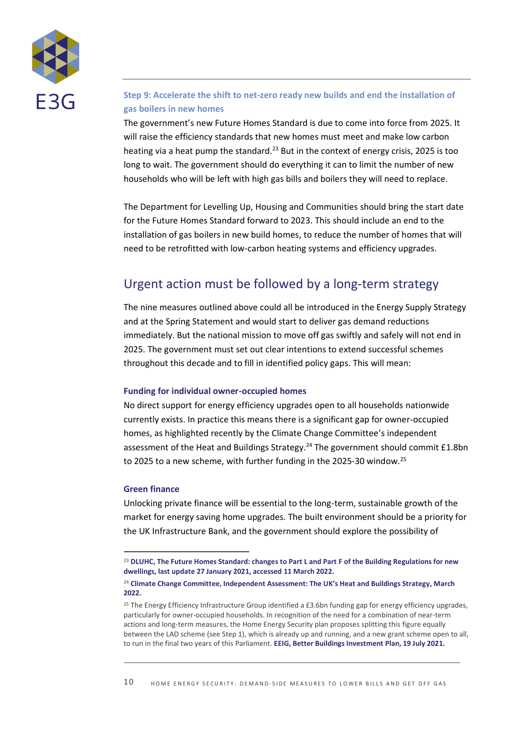### Step 9: Accelerate the shift to net-zero ready new builds and end the installation of gas boilers in new homes

The government's new Future Homes Standard is due to come into force from 2025. It will raise the efficiency standards that new homes must meet and make low carbon heating via a heat pump the standard.[23] But in the context of energy crisis, 2025 is too long to wait. The government should do everything it can to limit the number of new households who will be left with high gas bills and boilers they will need to replace.

The Department for Levelling Up, Housing and Communities should bring the start date for the Future Homes Standard forward to 2023. This should include an end to the installation of gas boilers in new build homes, to reduce the number of homes that will need to be retrofitted with low-carbon heating systems and efficiency upgrades.

## Urgent action must be followed by a long-term strategy

The nine measures outlined above could all be introduced in the Energy Supply Strategy and at the Spring Statement and would start to deliver gas demand reductions immediately. But the national mission to move off gas swiftly and safely will not end in 2025. The government must set out clear intentions to extend successful schemes throughout this decade and to fill in identified policy gaps. This will mean:

### Funding for individual owner-occupied homes

No direct support for energy efficiency upgrades open to all households nationwide currently exists. In practice this means there is a significant gap for owner-occupied homes, as highlighted recently by the Climate Change Committee's independent assessment of the Heat and Buildings Strategy.[24] The government should commit £1.8bn to 2025 to a new scheme, with further funding in the 2025-30 window.[25]

### Green finance

Unlocking private finance will be essential to the long-term, sustainable growth of the market for energy saving home upgrades. The built environment should be a priority for the UK Infrastructure Bank, and the government should explore the possibility of

---

[23] **DLUHC, The Future Homes Standard: changes to Part L and Part F of the Building Regulations for new dwellings, last update 27 January 2021, accessed 11 March 2022.**

[24] **Climate Change Committee, Independent Assessment: The UK's Heat and Buildings Strategy, March 2022.**

[25] The Energy Efficiency Infrastructure Group identified a £3.6bn funding gap for energy efficiency upgrades, particularly for owner-occupied households. In recognition of the need for a combination of near-term actions and long-term measures, the Home Energy Security plan proposes splitting this figure equally between the LAD scheme (see Step 1), which is already up and running, and a new grant scheme open to all, to run in the final two years of this Parliament. **EEIG, Better Buildings Investment Plan, 19 July 2021.**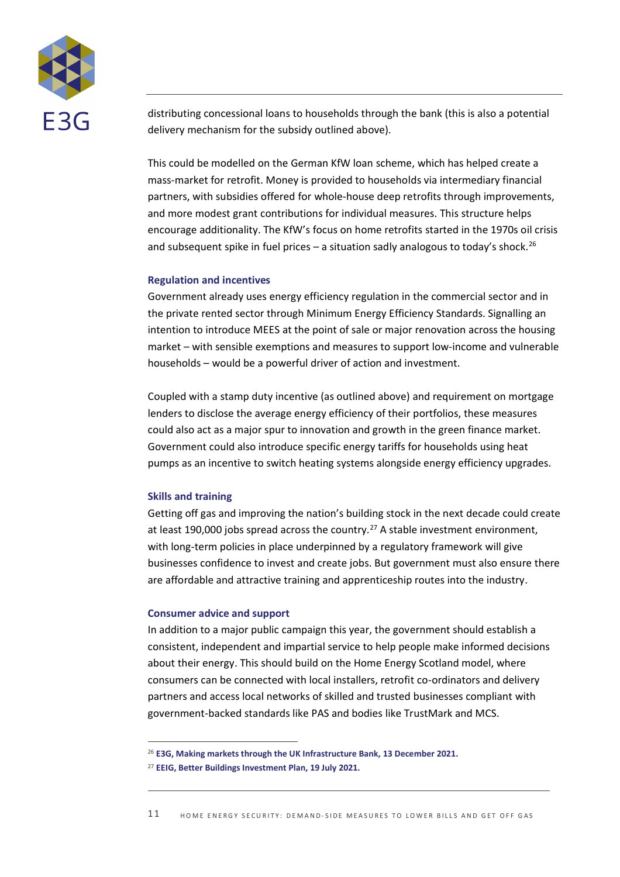distributing concessional loans to households through the bank (this is also a potential delivery mechanism for the subsidy outlined above).

This could be modelled on the German KfW loan scheme, which has helped create a mass-market for retrofit. Money is provided to households via intermediary financial partners, with subsidies offered for whole-house deep retrofits through improvements, and more modest grant contributions for individual measures. This structure helps encourage additionality. The KfW's focus on home retrofits started in the 1970s oil crisis and subsequent spike in fuel prices – a situation sadly analogous to today's shock.[26]

### Regulation and incentives

Government already uses energy efficiency regulation in the commercial sector and in the private rented sector through Minimum Energy Efficiency Standards. Signalling an intention to introduce MEES at the point of sale or major renovation across the housing market – with sensible exemptions and measures to support low-income and vulnerable households – would be a powerful driver of action and investment.

Coupled with a stamp duty incentive (as outlined above) and requirement on mortgage lenders to disclose the average energy efficiency of their portfolios, these measures could also act as a major spur to innovation and growth in the green finance market. Government could also introduce specific energy tariffs for households using heat pumps as an incentive to switch heating systems alongside energy efficiency upgrades.

### Skills and training

Getting off gas and improving the nation's building stock in the next decade could create at least 190,000 jobs spread across the country.[27] A stable investment environment, with long-term policies in place underpinned by a regulatory framework will give businesses confidence to invest and create jobs. But government must also ensure there are affordable and attractive training and apprenticeship routes into the industry.

### Consumer advice and support

In addition to a major public campaign this year, the government should establish a consistent, independent and impartial service to help people make informed decisions about their energy. This should build on the Home Energy Scotland model, where consumers can be connected with local installers, retrofit co-ordinators and delivery partners and access local networks of skilled and trusted businesses compliant with government-backed standards like PAS and bodies like TrustMark and MCS.

---

[26] **E3G, Making markets through the UK Infrastructure Bank, 13 December 2021.**

[27] **EEIG, Better Buildings Investment Plan, 19 July 2021.**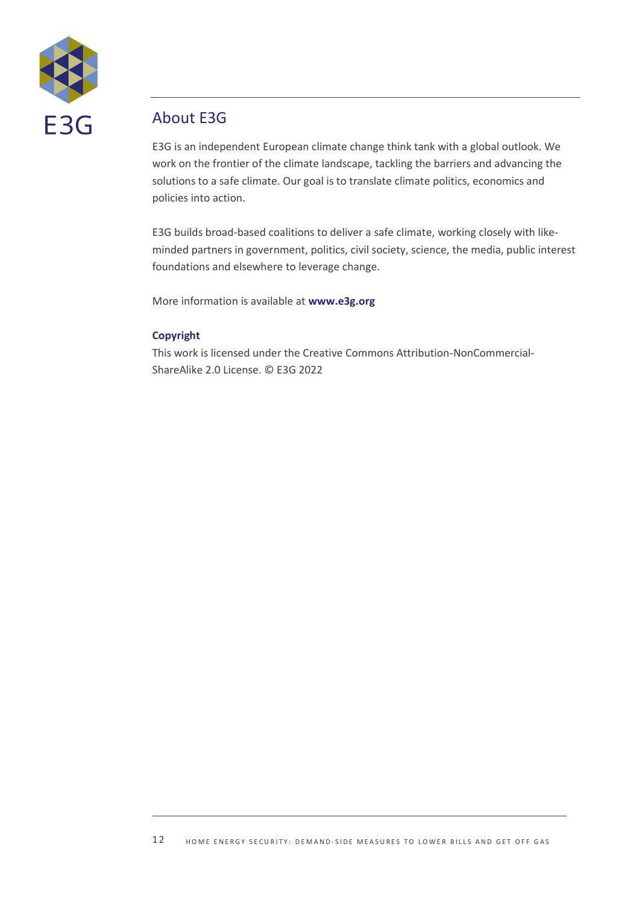## About E3G

E3G is an independent European climate change think tank with a global outlook. We work on the frontier of the climate landscape, tackling the barriers and advancing the solutions to a safe climate. Our goal is to translate climate politics, economics and policies into action.

E3G builds broad-based coalitions to deliver a safe climate, working closely with like-minded partners in government, politics, civil society, science, the media, public interest foundations and elsewhere to leverage change.

More information is available at **www.e3g.org**

**Copyright**

This work is licensed under the Creative Commons Attribution-NonCommercial-ShareAlike 2.0 License. © E3G 2022